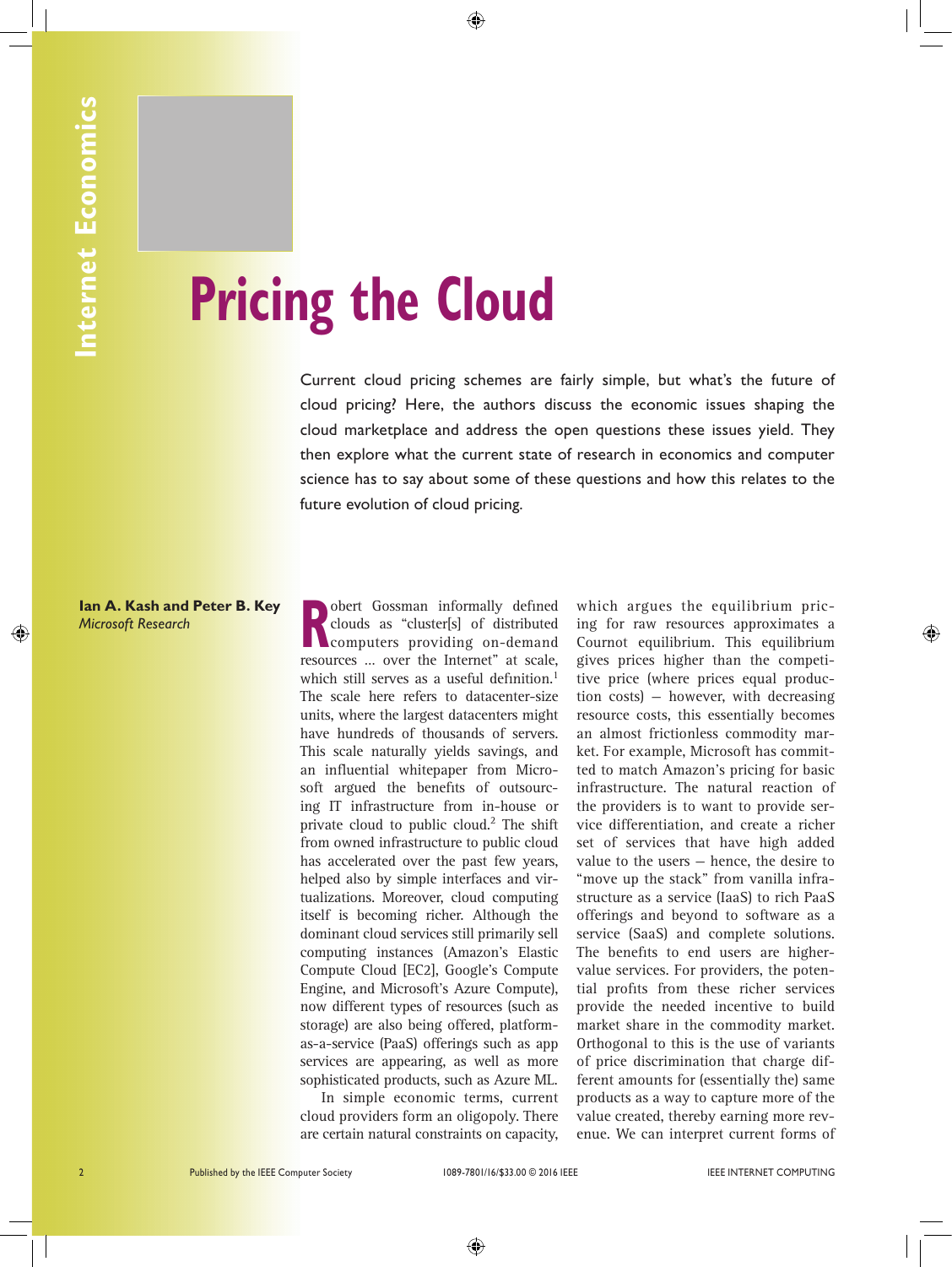# Pricing the Cloud

Current cloud pricing schemes are fairly simple, but what's the future of cloud pricing? Here, the authors discuss the economic issues shaping the cloud marketplace and address the open questions these issues yield. They then explore what the current state of research in economics and computer science has to say about some of these questions and how this relates to the future evolution of cloud pricing.

**Ian A. Kash and Peter B. Key**
*Microsoft Research*

Robert Gossman informally defined clouds as "cluster[s] of distributed computers providing on-demand resources … over the Internet" at scale, which still serves as a useful definition.[1] The scale here refers to datacenter-size units, where the largest datacenters might have hundreds of thousands of servers. This scale naturally yields savings, and an influential whitepaper from Microsoft argued the benefits of outsourcing IT infrastructure from in-house or private cloud to public cloud.[2] The shift from owned infrastructure to public cloud has accelerated over the past few years, helped also by simple interfaces and virtualizations. Moreover, cloud computing itself is becoming richer. Although the dominant cloud services still primarily sell computing instances (Amazon's Elastic Compute Cloud [EC2], Google's Compute Engine, and Microsoft's Azure Compute), now different types of resources (such as storage) are also being offered, platform-as-a-service (PaaS) offerings such as app services are appearing, as well as more sophisticated products, such as Azure ML.

In simple economic terms, current cloud providers form an oligopoly. There are certain natural constraints on capacity, which argues the equilibrium pricing for raw resources approximates a Cournot equilibrium. This equilibrium gives prices higher than the competitive price (where prices equal production costs) – however, with decreasing resource costs, this essentially becomes an almost frictionless commodity market. For example, Microsoft has committed to match Amazon's pricing for basic infrastructure. The natural reaction of the providers is to want to provide service differentiation, and create a richer set of services that have high added value to the users – hence, the desire to "move up the stack" from vanilla infrastructure as a service (IaaS) to rich PaaS offerings and beyond to software as a service (SaaS) and complete solutions. The benefits to end users are higher-value services. For providers, the potential profits from these richer services provide the needed incentive to build market share in the commodity market. Orthogonal to this is the use of variants of price discrimination that charge different amounts for (essentially the) same products as a way to capture more of the value created, thereby earning more revenue. We can interpret current forms of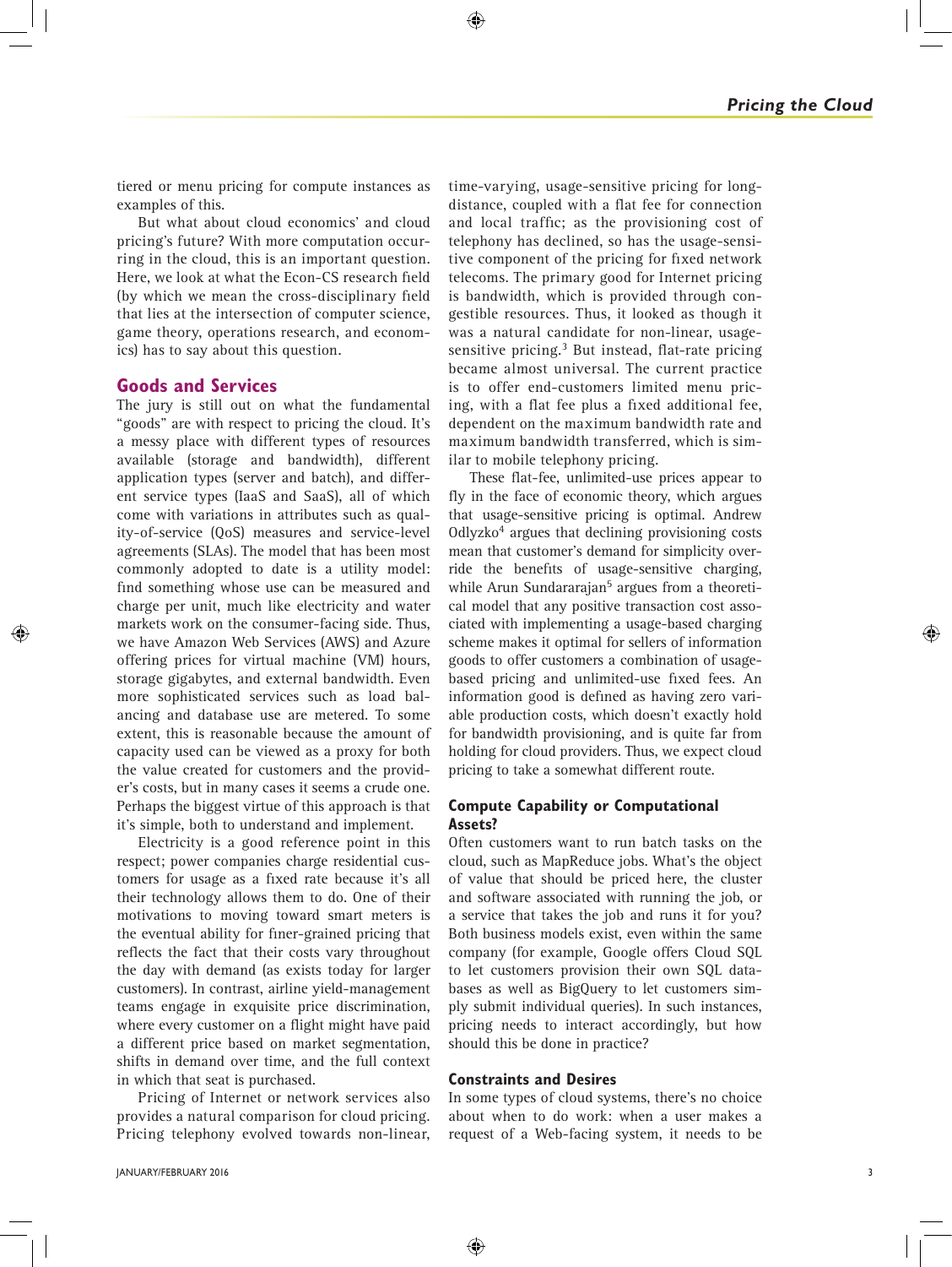tiered or menu pricing for compute instances as examples of this.

But what about cloud economics' and cloud pricing's future? With more computation occurring in the cloud, this is an important question. Here, we look at what the Econ-CS research field (by which we mean the cross-disciplinary field that lies at the intersection of computer science, game theory, operations research, and economics) has to say about this question.

## Goods and Services

The jury is still out on what the fundamental "goods" are with respect to pricing the cloud. It's a messy place with different types of resources available (storage and bandwidth), different application types (server and batch), and different service types (IaaS and SaaS), all of which come with variations in attributes such as quality-of-service (QoS) measures and service-level agreements (SLAs). The model that has been most commonly adopted to date is a utility model: find something whose use can be measured and charge per unit, much like electricity and water markets work on the consumer-facing side. Thus, we have Amazon Web Services (AWS) and Azure offering prices for virtual machine (VM) hours, storage gigabytes, and external bandwidth. Even more sophisticated services such as load balancing and database use are metered. To some extent, this is reasonable because the amount of capacity used can be viewed as a proxy for both the value created for customers and the provider's costs, but in many cases it seems a crude one. Perhaps the biggest virtue of this approach is that it's simple, both to understand and implement.

Electricity is a good reference point in this respect; power companies charge residential customers for usage as a fixed rate because it's all their technology allows them to do. One of their motivations to moving toward smart meters is the eventual ability for finer-grained pricing that reflects the fact that their costs vary throughout the day with demand (as exists today for larger customers). In contrast, airline yield-management teams engage in exquisite price discrimination, where every customer on a flight might have paid a different price based on market segmentation, shifts in demand over time, and the full context in which that seat is purchased.

Pricing of Internet or network services also provides a natural comparison for cloud pricing. Pricing telephony evolved towards non-linear, time-varying, usage-sensitive pricing for long-distance, coupled with a flat fee for connection and local traffic; as the provisioning cost of telephony has declined, so has the usage-sensitive component of the pricing for fixed network telecoms. The primary good for Internet pricing is bandwidth, which is provided through congestible resources. Thus, it looked as though it was a natural candidate for non-linear, usage-sensitive pricing.[3] But instead, flat-rate pricing became almost universal. The current practice is to offer end-customers limited menu pricing, with a flat fee plus a fixed additional fee, dependent on the maximum bandwidth rate and maximum bandwidth transferred, which is similar to mobile telephony pricing.

These flat-fee, unlimited-use prices appear to fly in the face of economic theory, which argues that usage-sensitive pricing is optimal. Andrew Odlyzko[4] argues that declining provisioning costs mean that customer's demand for simplicity override the benefits of usage-sensitive charging, while Arun Sundararajan[5] argues from a theoretical model that any positive transaction cost associated with implementing a usage-based charging scheme makes it optimal for sellers of information goods to offer customers a combination of usage-based pricing and unlimited-use fixed fees. An information good is defined as having zero variable production costs, which doesn't exactly hold for bandwidth provisioning, and is quite far from holding for cloud providers. Thus, we expect cloud pricing to take a somewhat different route.

### Compute Capability or Computational Assets?

Often customers want to run batch tasks on the cloud, such as MapReduce jobs. What's the object of value that should be priced here, the cluster and software associated with running the job, or a service that takes the job and runs it for you? Both business models exist, even within the same company (for example, Google offers Cloud SQL to let customers provision their own SQL databases as well as BigQuery to let customers simply submit individual queries). In such instances, pricing needs to interact accordingly, but how should this be done in practice?

### Constraints and Desires

In some types of cloud systems, there's no choice about when to do work: when a user makes a request of a Web-facing system, it needs to be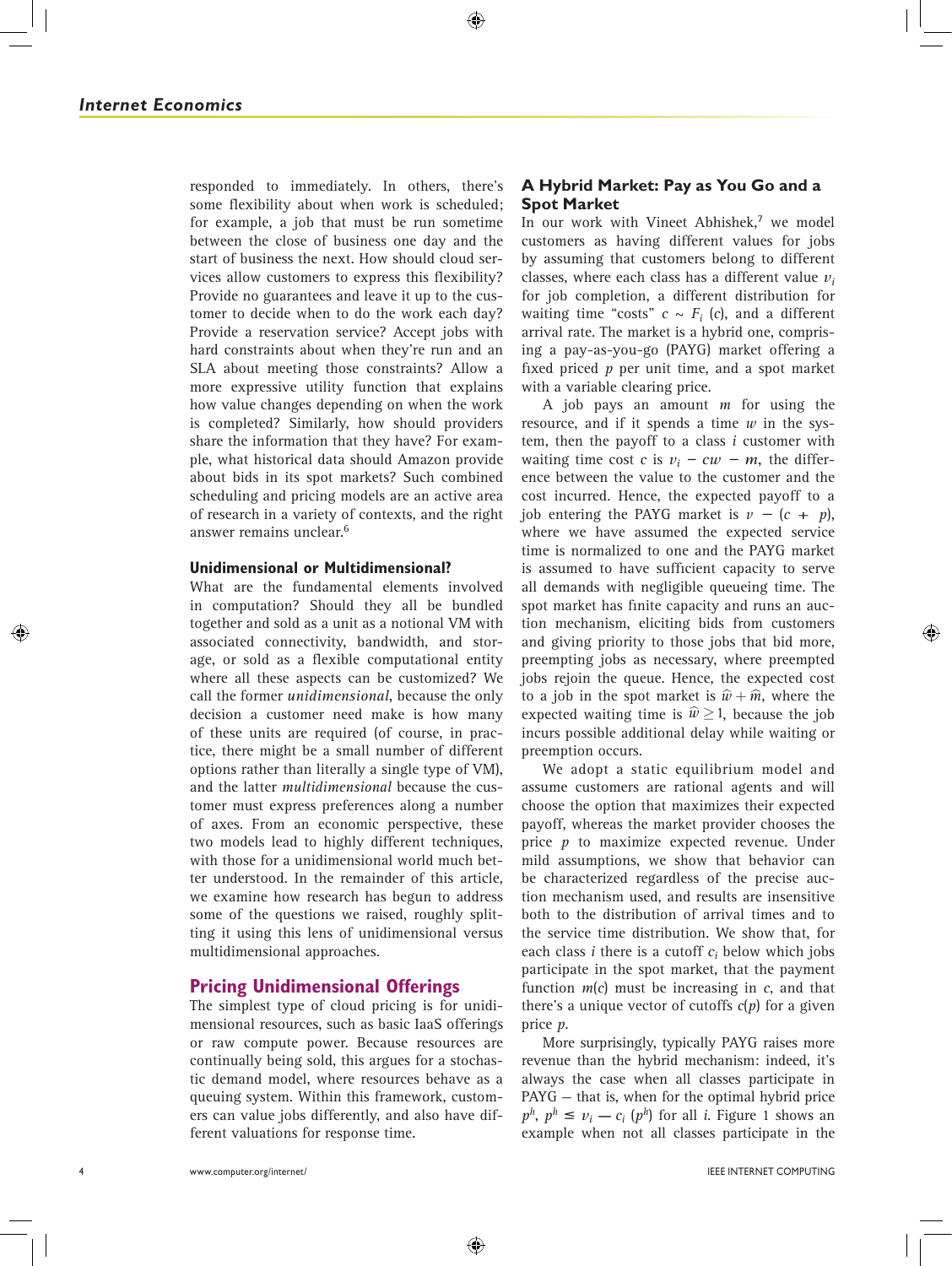responded to immediately. In others, there's some flexibility about when work is scheduled; for example, a job that must be run sometime between the close of business one day and the start of business the next. How should cloud services allow customers to express this flexibility? Provide no guarantees and leave it up to the customer to decide when to do the work each day? Provide a reservation service? Accept jobs with hard constraints about when they're run and an SLA about meeting those constraints? Allow a more expressive utility function that explains how value changes depending on when the work is completed? Similarly, how should providers share the information that they have? For example, what historical data should Amazon provide about bids in its spot markets? Such combined scheduling and pricing models are an active area of research in a variety of contexts, and the right answer remains unclear.[6]

### Unidimensional or Multidimensional?

What are the fundamental elements involved in computation? Should they all be bundled together and sold as a unit as a notional VM with associated connectivity, bandwidth, and storage, or sold as a flexible computational entity where all these aspects can be customized? We call the former *unidimensional*, because the only decision a customer need make is how many of these units are required (of course, in practice, there might be a small number of different options rather than literally a single type of VM), and the latter *multidimensional* because the customer must express preferences along a number of axes. From an economic perspective, these two models lead to highly different techniques, with those for a unidimensional world much better understood. In the remainder of this article, we examine how research has begun to address some of the questions we raised, roughly splitting it using this lens of unidimensional versus multidimensional approaches.

## Pricing Unidimensional Offerings

The simplest type of cloud pricing is for unidimensional resources, such as basic IaaS offerings or raw compute power. Because resources are continually being sold, this argues for a stochastic demand model, where resources behave as a queuing system. Within this framework, customers can value jobs differently, and also have different valuations for response time.

### A Hybrid Market: Pay as You Go and a Spot Market

In our work with Vineet Abhishek,[7] we model customers as having different values for jobs by assuming that customers belong to different classes, where each class has a different value $v_i$ for job completion, a different distribution for waiting time "costs" $c \sim F_i\,(c)$, and a different arrival rate. The market is a hybrid one, comprising a pay-as-you-go (PAYG) market offering a fixed priced $p$ per unit time, and a spot market with a variable clearing price.

A job pays an amount $m$ for using the resource, and if it spends a time $w$ in the system, then the payoff to a class $i$ customer with waiting time cost $c$ is $v_i - cw - m$, the difference between the value to the customer and the cost incurred. Hence, the expected payoff to a job entering the PAYG market is $v - (c + p)$, where we have assumed the expected service time is normalized to one and the PAYG market is assumed to have sufficient capacity to serve all demands with negligible queueing time. The spot market has finite capacity and runs an auction mechanism, eliciting bids from customers and giving priority to those jobs that bid more, preempting jobs as necessary, where preempted jobs rejoin the queue. Hence, the expected cost to a job in the spot market is $\widehat{w} + \widehat{m}$, where the expected waiting time is $\widehat{w} \geq 1$, because the job incurs possible additional delay while waiting or preemption occurs.

We adopt a static equilibrium model and assume customers are rational agents and will choose the option that maximizes their expected payoff, whereas the market provider chooses the price $p$ to maximize expected revenue. Under mild assumptions, we show that behavior can be characterized regardless of the precise auction mechanism used, and results are insensitive both to the distribution of arrival times and to the service time distribution. We show that, for each class $i$ there is a cutoff $c_i$ below which jobs participate in the spot market, that the payment function $m(c)$ must be increasing in $c$, and that there's a unique vector of cutoffs $c(p)$ for a given price $p$.

More surprisingly, typically PAYG raises more revenue than the hybrid mechanism: indeed, it's always the case when all classes participate in PAYG — that is, when for the optimal hybrid price $p^h$, $p^h \leq v_i - c_i\,(p^h)$ for all $i$. Figure 1 shows an example when not all classes participate in the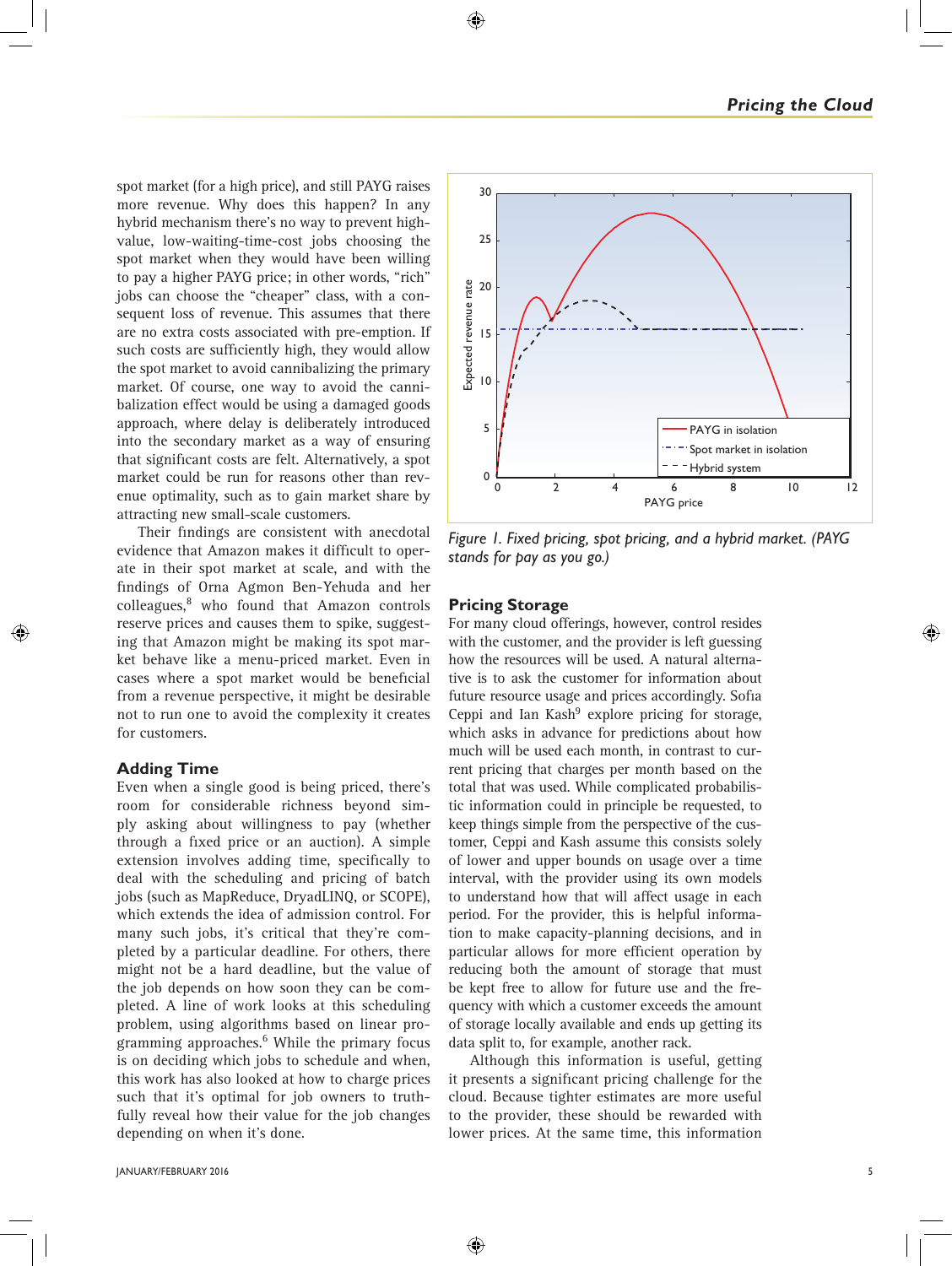spot market (for a high price), and still PAYG raises more revenue. Why does this happen? In any hybrid mechanism there's no way to prevent high-value, low-waiting-time-cost jobs choosing the spot market when they would have been willing to pay a higher PAYG price; in other words, "rich" jobs can choose the "cheaper" class, with a consequent loss of revenue. This assumes that there are no extra costs associated with pre-emption. If such costs are sufficiently high, they would allow the spot market to avoid cannibalizing the primary market. Of course, one way to avoid the cannibalization effect would be using a damaged goods approach, where delay is deliberately introduced into the secondary market as a way of ensuring that significant costs are felt. Alternatively, a spot market could be run for reasons other than revenue optimality, such as to gain market share by attracting new small-scale customers.

Their findings are consistent with anecdotal evidence that Amazon makes it difficult to operate in their spot market at scale, and with the findings of Orna Agmon Ben-Yehuda and her colleagues,[8] who found that Amazon controls reserve prices and causes them to spike, suggesting that Amazon might be making its spot market behave like a menu-priced market. Even in cases where a spot market would be beneficial from a revenue perspective, it might be desirable not to run one to avoid the complexity it creates for customers.

## Adding Time

Even when a single good is being priced, there's room for considerable richness beyond simply asking about willingness to pay (whether through a fixed price or an auction). A simple extension involves adding time, specifically to deal with the scheduling and pricing of batch jobs (such as MapReduce, DryadLINQ, or SCOPE), which extends the idea of admission control. For many such jobs, it's critical that they're completed by a particular deadline. For others, there might not be a hard deadline, but the value of the job depends on how soon they can be completed. A line of work looks at this scheduling problem, using algorithms based on linear programming approaches.[6] While the primary focus is on deciding which jobs to schedule and when, this work has also looked at how to charge prices such that it's optimal for job owners to truthfully reveal how their value for the job changes depending on when it's done.

Expected revenue rate
PAYG price
PAYG in isolation
Spot market in isolation
Hybrid system
0 2 4 6 8 10 12
0 5 10 15 20 25 30

*Figure 1. Fixed pricing, spot pricing, and a hybrid market. (PAYG stands for pay as you go.)*

## Pricing Storage

For many cloud offerings, however, control resides with the customer, and the provider is left guessing how the resources will be used. A natural alternative is to ask the customer for information about future resource usage and prices accordingly. Sofia Ceppi and Ian Kash[9] explore pricing for storage, which asks in advance for predictions about how much will be used each month, in contrast to current pricing that charges per month based on the total that was used. While complicated probabilistic information could in principle be requested, to keep things simple from the perspective of the customer, Ceppi and Kash assume this consists solely of lower and upper bounds on usage over a time interval, with the provider using its own models to understand how that will affect usage in each period. For the provider, this is helpful information to make capacity-planning decisions, and in particular allows for more efficient operation by reducing both the amount of storage that must be kept free to allow for future use and the frequency with which a customer exceeds the amount of storage locally available and ends up getting its data split to, for example, another rack.

Although this information is useful, getting it presents a significant pricing challenge for the cloud. Because tighter estimates are more useful to the provider, these should be rewarded with lower prices. At the same time, this information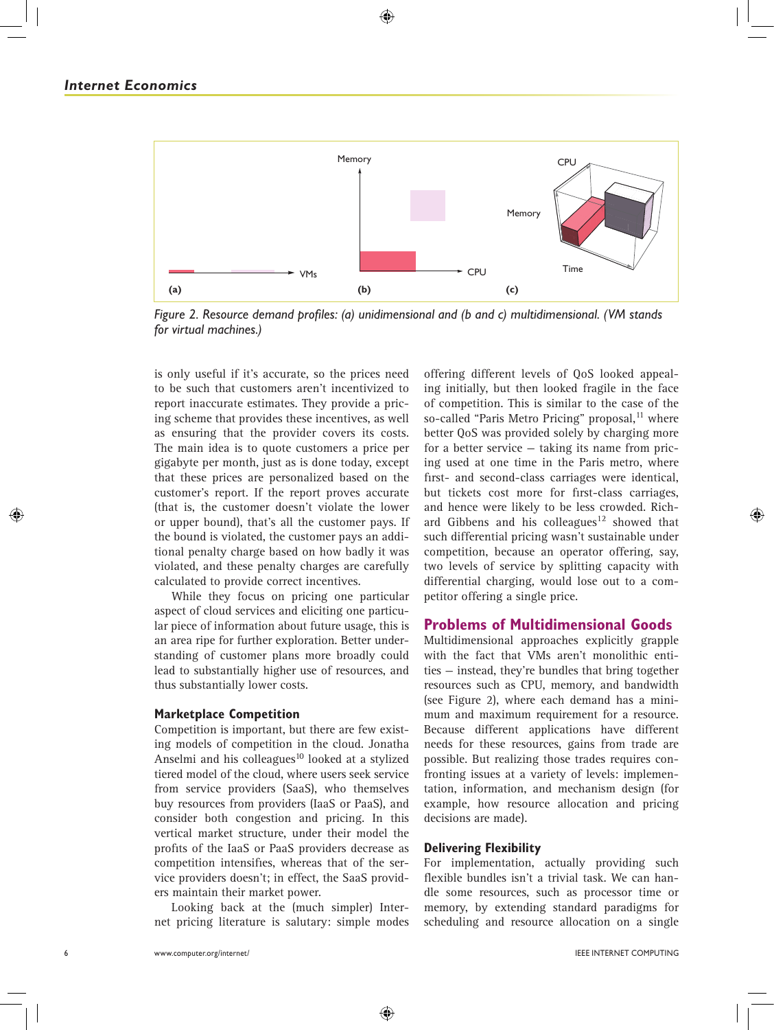Memory

VMs

CPU

CPU

Memory

Time

(a)

(b)

(c)

*Figure 2. Resource demand profiles: (a) unidimensional and (b and c) multidimensional. (VM stands for virtual machines.)*

is only useful if it's accurate, so the prices need to be such that customers aren't incentivized to report inaccurate estimates. They provide a pricing scheme that provides these incentives, as well as ensuring that the provider covers its costs. The main idea is to quote customers a price per gigabyte per month, just as is done today, except that these prices are personalized based on the customer's report. If the report proves accurate (that is, the customer doesn't violate the lower or upper bound), that's all the customer pays. If the bound is violated, the customer pays an additional penalty charge based on how badly it was violated, and these penalty charges are carefully calculated to provide correct incentives.

While they focus on pricing one particular aspect of cloud services and eliciting one particular piece of information about future usage, this is an area ripe for further exploration. Better understanding of customer plans more broadly could lead to substantially higher use of resources, and thus substantially lower costs.

### Marketplace Competition

Competition is important, but there are few existing models of competition in the cloud. Jonatha Anselmi and his colleagues[10] looked at a stylized tiered model of the cloud, where users seek service from service providers (SaaS), who themselves buy resources from providers (IaaS or PaaS), and consider both congestion and pricing. In this vertical market structure, under their model the profits of the IaaS or PaaS providers decrease as competition intensifies, whereas that of the service providers doesn't; in effect, the SaaS providers maintain their market power.

Looking back at the (much simpler) Internet pricing literature is salutary: simple modes offering different levels of QoS looked appealing initially, but then looked fragile in the face of competition. This is similar to the case of the so-called "Paris Metro Pricing" proposal,[11] where better QoS was provided solely by charging more for a better service — taking its name from pricing used at one time in the Paris metro, where first- and second-class carriages were identical, but tickets cost more for first-class carriages, and hence were likely to be less crowded. Richard Gibbens and his colleagues[12] showed that such differential pricing wasn't sustainable under competition, because an operator offering, say, two levels of service by splitting capacity with differential charging, would lose out to a competitor offering a single price.

## Problems of Multidimensional Goods

Multidimensional approaches explicitly grapple with the fact that VMs aren't monolithic entities — instead, they're bundles that bring together resources such as CPU, memory, and bandwidth (see Figure 2), where each demand has a minimum and maximum requirement for a resource. Because different applications have different needs for these resources, gains from trade are possible. But realizing those trades requires confronting issues at a variety of levels: implementation, information, and mechanism design (for example, how resource allocation and pricing decisions are made).

### Delivering Flexibility

For implementation, actually providing such flexible bundles isn't a trivial task. We can handle some resources, such as processor time or memory, by extending standard paradigms for scheduling and resource allocation on a single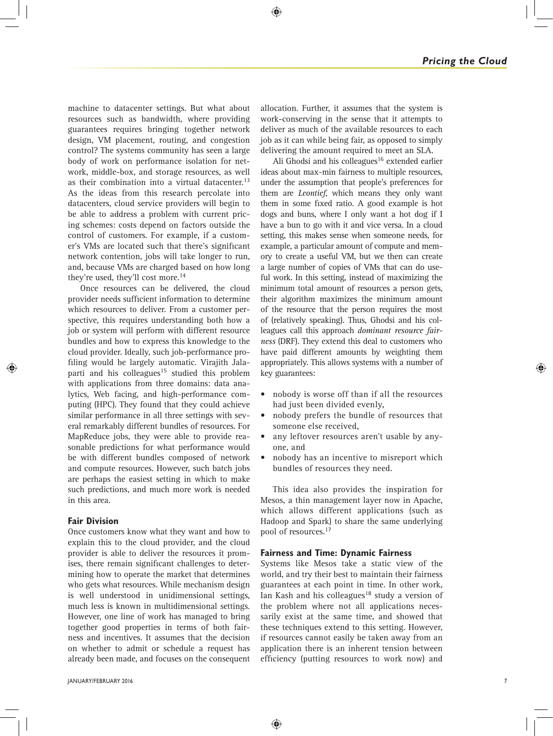machine to datacenter settings. But what about resources such as bandwidth, where providing guarantees requires bringing together network design, VM placement, routing, and congestion control? The systems community has seen a large body of work on performance isolation for network, middle-box, and storage resources, as well as their combination into a virtual datacenter.[13] As the ideas from this research percolate into datacenters, cloud service providers will begin to be able to address a problem with current pricing schemes: costs depend on factors outside the control of customers. For example, if a customer's VMs are located such that there's significant network contention, jobs will take longer to run, and, because VMs are charged based on how long they're used, they'll cost more.[14]

Once resources can be delivered, the cloud provider needs sufficient information to determine which resources to deliver. From a customer perspective, this requires understanding both how a job or system will perform with different resource bundles and how to express this knowledge to the cloud provider. Ideally, such job-performance profiling would be largely automatic. Virajith Jalaparti and his colleagues[15] studied this problem with applications from three domains: data analytics, Web facing, and high-performance computing (HPC). They found that they could achieve similar performance in all three settings with several remarkably different bundles of resources. For MapReduce jobs, they were able to provide reasonable predictions for what performance would be with different bundles composed of network and compute resources. However, such batch jobs are perhaps the easiest setting in which to make such predictions, and much more work is needed in this area.

### Fair Division

Once customers know what they want and how to explain this to the cloud provider, and the cloud provider is able to deliver the resources it promises, there remain significant challenges to determining how to operate the market that determines who gets what resources. While mechanism design is well understood in unidimensional settings, much less is known in multidimensional settings. However, one line of work has managed to bring together good properties in terms of both fairness and incentives. It assumes that the decision on whether to admit or schedule a request has already been made, and focuses on the consequent allocation. Further, it assumes that the system is work-conserving in the sense that it attempts to deliver as much of the available resources to each job as it can while being fair, as opposed to simply delivering the amount required to meet an SLA.

Ali Ghodsi and his colleagues[16] extended earlier ideas about max-min fairness to multiple resources, under the assumption that people's preferences for them are *Leontief*, which means they only want them in some fixed ratio. A good example is hot dogs and buns, where I only want a hot dog if I have a bun to go with it and vice versa. In a cloud setting, this makes sense when someone needs, for example, a particular amount of compute and memory to create a useful VM, but we then can create a large number of copies of VMs that can do useful work. In this setting, instead of maximizing the minimum total amount of resources a person gets, their algorithm maximizes the minimum amount of the resource that the person requires the most of (relatively speaking). Thus, Ghodsi and his colleagues call this approach *dominant resource fairness* (DRF). They extend this deal to customers who have paid different amounts by weighting them appropriately. This allows systems with a number of key guarantees:

- nobody is worse off than if all the resources had just been divided evenly,
- nobody prefers the bundle of resources that someone else received,
- any leftover resources aren't usable by anyone, and
- nobody has an incentive to misreport which bundles of resources they need.

This idea also provides the inspiration for Mesos, a thin management layer now in Apache, which allows different applications (such as Hadoop and Spark) to share the same underlying pool of resources.[17]

### Fairness and Time: Dynamic Fairness

Systems like Mesos take a static view of the world, and try their best to maintain their fairness guarantees at each point in time. In other work, Ian Kash and his colleagues[18] study a version of the problem where not all applications necessarily exist at the same time, and showed that these techniques extend to this setting. However, if resources cannot easily be taken away from an application there is an inherent tension between efficiency (putting resources to work now) and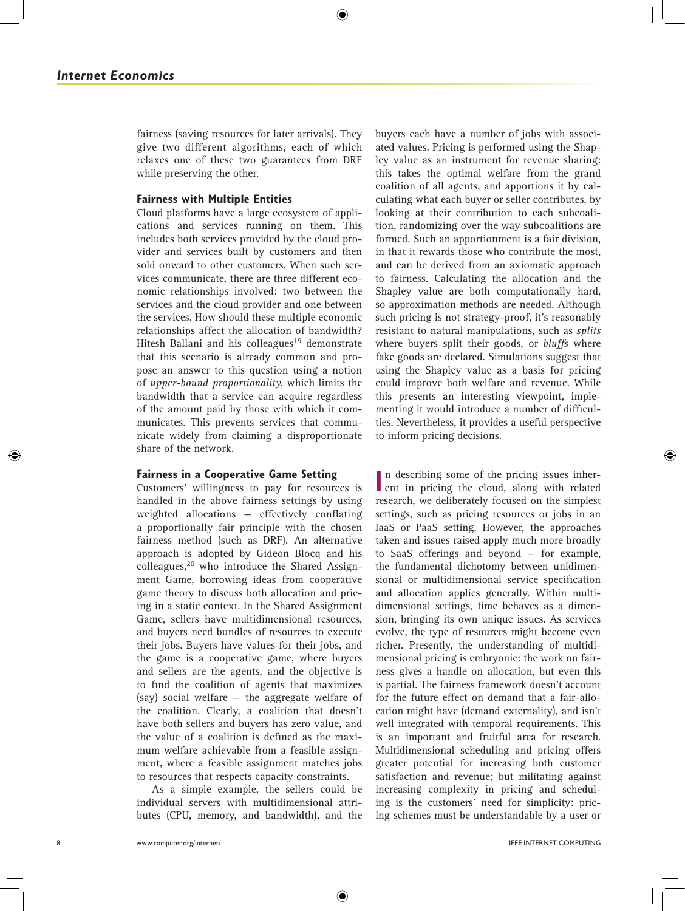fairness (saving resources for later arrivals). They give two different algorithms, each of which relaxes one of these two guarantees from DRF while preserving the other.

### Fairness with Multiple Entities

Cloud platforms have a large ecosystem of applications and services running on them. This includes both services provided by the cloud provider and services built by customers and then sold onward to other customers. When such services communicate, there are three different economic relationships involved: two between the services and the cloud provider and one between the services. How should these multiple economic relationships affect the allocation of bandwidth? Hitesh Ballani and his colleagues[19] demonstrate that this scenario is already common and propose an answer to this question using a notion of *upper-bound proportionality*, which limits the bandwidth that a service can acquire regardless of the amount paid by those with which it communicates. This prevents services that communicate widely from claiming a disproportionate share of the network.

### Fairness in a Cooperative Game Setting

Customers' willingness to pay for resources is handled in the above fairness settings by using weighted allocations — effectively conflating a proportionally fair principle with the chosen fairness method (such as DRF). An alternative approach is adopted by Gideon Blocq and his colleagues,[20] who introduce the Shared Assignment Game, borrowing ideas from cooperative game theory to discuss both allocation and pricing in a static context. In the Shared Assignment Game, sellers have multidimensional resources, and buyers need bundles of resources to execute their jobs. Buyers have values for their jobs, and the game is a cooperative game, where buyers and sellers are the agents, and the objective is to find the coalition of agents that maximizes (say) social welfare — the aggregate welfare of the coalition. Clearly, a coalition that doesn't have both sellers and buyers has zero value, and the value of a coalition is defined as the maximum welfare achievable from a feasible assignment, where a feasible assignment matches jobs to resources that respects capacity constraints.

As a simple example, the sellers could be individual servers with multidimensional attributes (CPU, memory, and bandwidth), and the buyers each have a number of jobs with associated values. Pricing is performed using the Shapley value as an instrument for revenue sharing: this takes the optimal welfare from the grand coalition of all agents, and apportions it by calculating what each buyer or seller contributes, by looking at their contribution to each subcoalition, randomizing over the way subcoalitions are formed. Such an apportionment is a fair division, in that it rewards those who contribute the most, and can be derived from an axiomatic approach to fairness. Calculating the allocation and the Shapley value are both computationally hard, so approximation methods are needed. Although such pricing is not strategy-proof, it's reasonably resistant to natural manipulations, such as *splits* where buyers split their goods, or *bluffs* where fake goods are declared. Simulations suggest that using the Shapley value as a basis for pricing could improve both welfare and revenue. While this presents an interesting viewpoint, implementing it would introduce a number of difficulties. Nevertheless, it provides a useful perspective to inform pricing decisions.

In describing some of the pricing issues inherent in pricing the cloud, along with related research, we deliberately focused on the simplest settings, such as pricing resources or jobs in an IaaS or PaaS setting. However, the approaches taken and issues raised apply much more broadly to SaaS offerings and beyond — for example, the fundamental dichotomy between unidimensional or multidimensional service specification and allocation applies generally. Within multidimensional settings, time behaves as a dimension, bringing its own unique issues. As services evolve, the type of resources might become even richer. Presently, the understanding of multidimensional pricing is embryonic: the work on fairness gives a handle on allocation, but even this is partial. The fairness framework doesn't account for the future effect on demand that a fair-allocation might have (demand externality), and isn't well integrated with temporal requirements. This is an important and fruitful area for research. Multidimensional scheduling and pricing offers greater potential for increasing both customer satisfaction and revenue; but militating against increasing complexity in pricing and scheduling is the customers' need for simplicity: pricing schemes must be understandable by a user or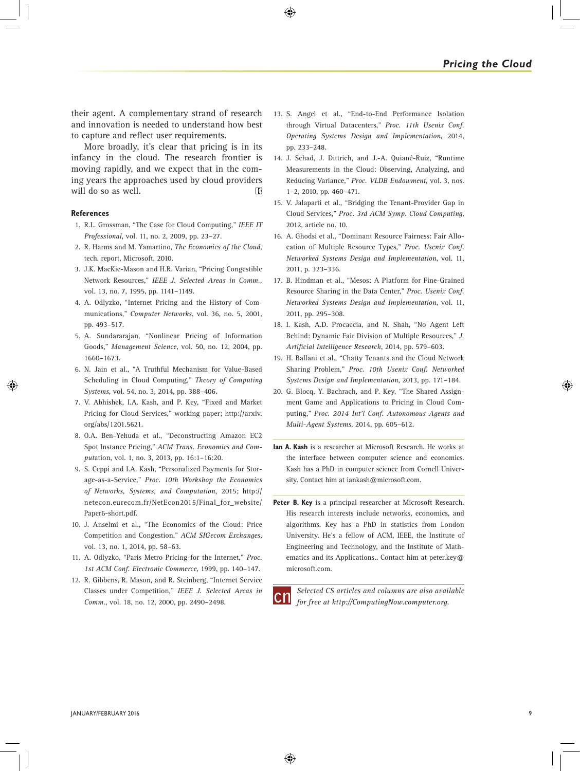their agent. A complementary strand of research and innovation is needed to understand how best to capture and reflect user requirements.

More broadly, it's clear that pricing is in its infancy in the cloud. The research frontier is moving rapidly, and we expect that in the coming years the approaches used by cloud providers will do so as well.

## References

1. R.L. Grossman, "The Case for Cloud Computing," *IEEE IT Professional*, vol. 11, no. 2, 2009, pp. 23–27.
2. R. Harms and M. Yamartino, *The Economics of the Cloud*, tech. report, Microsoft, 2010.
3. J.K. MacKie-Mason and H.R. Varian, "Pricing Congestible Network Resources," *IEEE J. Selected Areas in Comm.*, vol. 13, no. 7, 1995, pp. 1141–1149.
4. A. Odlyzko, "Internet Pricing and the History of Communications," *Computer Networks*, vol. 36, no. 5, 2001, pp. 493–517.
5. A. Sundararajan, "Nonlinear Pricing of Information Goods," *Management Science*, vol. 50, no. 12, 2004, pp. 1660–1673.
6. N. Jain et al., "A Truthful Mechanism for Value-Based Scheduling in Cloud Computing," *Theory of Computing Systems*, vol. 54, no. 3, 2014, pp. 388–406.
7. V. Abhishek, I.A. Kash, and P. Key, "Fixed and Market Pricing for Cloud Services," working paper; http://arxiv.org/abs/1201.5621.
8. O.A. Ben-Yehuda et al., "Deconstructing Amazon EC2 Spot Instance Pricing," *ACM Trans. Economics and Computation*, vol. 1, no. 3, 2013, pp. 16:1–16:20.
9. S. Ceppi and I.A. Kash, "Personalized Payments for Storage-as-a-Service," *Proc. 10th Workshop the Economics of Networks, Systems, and Computation*, 2015; http://netecon.eurecom.fr/NetEcon2015/Final_for_website/Paper6-short.pdf.
10. J. Anselmi et al., "The Economics of the Cloud: Price Competition and Congestion," *ACM SIGecom Exchanges*, vol. 13, no. 1, 2014, pp. 58–63.
11. A. Odlyzko, "Paris Metro Pricing for the Internet," *Proc. 1st ACM Conf. Electronic Commerce*, 1999, pp. 140–147.
12. R. Gibbens, R. Mason, and R. Steinberg, "Internet Service Classes under Competition," *IEEE J. Selected Areas in Comm.*, vol. 18, no. 12, 2000, pp. 2490–2498.
13. S. Angel et al., "End-to-End Performance Isolation through Virtual Datacenters," *Proc. 11th Usenix Conf. Operating Systems Design and Implementation*, 2014, pp. 233–248.
14. J. Schad, J. Dittrich, and J.-A. Quiané-Ruiz, "Runtime Measurements in the Cloud: Observing, Analyzing, and Reducing Variance," *Proc. VLDB Endowment*, vol. 3, nos. 1–2, 2010, pp. 460–471.
15. V. Jalaparti et al., "Bridging the Tenant-Provider Gap in Cloud Services," *Proc. 3rd ACM Symp. Cloud Computing*, 2012, article no. 10.
16. A. Ghodsi et al., "Dominant Resource Fairness: Fair Allocation of Multiple Resource Types," *Proc. Usenix Conf. Networked Systems Design and Implementation*, vol. 11, 2011, p. 323–336.
17. B. Hindman et al., "Mesos: A Platform for Fine-Grained Resource Sharing in the Data Center," *Proc. Usenix Conf. Networked Systems Design and Implementation*, vol. 11, 2011, pp. 295–308.
18. I. Kash, A.D. Procaccia, and N. Shah, "No Agent Left Behind: Dynamic Fair Division of Multiple Resources," *J. Artificial Intelligence Research*, 2014, pp. 579–603.
19. H. Ballani et al., "Chatty Tenants and the Cloud Network Sharing Problem," *Proc. 10th Usenix Conf. Networked Systems Design and Implementation*, 2013, pp. 171–184.
20. G. Blocq, Y. Bachrach, and P. Key, "The Shared Assignment Game and Applications to Pricing in Cloud Computing," *Proc. 2014 Int'l Conf. Autonomous Agents and Multi-Agent Systems*, 2014, pp. 605–612.

**Ian A. Kash** is a researcher at Microsoft Research. He works at the interface between computer science and economics. Kash has a PhD in computer science from Cornell University. Contact him at iankash@microsoft.com.

**Peter B. Key** is a principal researcher at Microsoft Research. His research interests include networks, economics, and algorithms. Key has a PhD in statistics from London University. He's a fellow of ACM, IEEE, the Institute of Engineering and Technology, and the Institute of Mathematics and its Applications.. Contact him at peter.key@microsoft.com.

*Selected CS articles and columns are also available for free at http://ComputingNow.computer.org.*